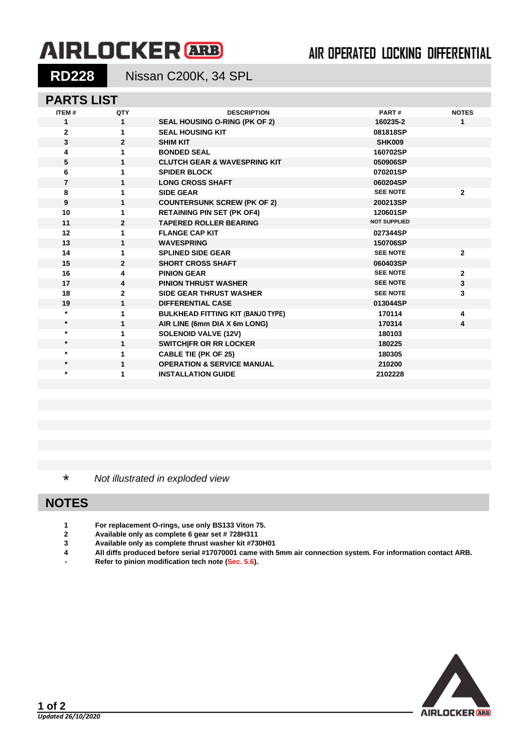# AIRLOCKER ARB

AIR OPERATED LOCKING DIFFERENTIAL

**RD228** Nissan C200K, 34 SPL

## PARTS LIST

| ITEM # | QTY | DESCRIPTION | PART # | NOTES |
|---|---|---|---|---|
| 1 | 1 | SEAL HOUSING O-RING (PK OF 2) | 160235-2 | 1 |
| 2 | 1 | SEAL HOUSING KIT | 081818SP | |
| 3 | 2 | SHIM KIT | SHK009 | |
| 4 | 1 | BONDED SEAL | 160702SP | |
| 5 | 1 | CLUTCH GEAR & WAVESPRING KIT | 050906SP | |
| 6 | 1 | SPIDER BLOCK | 070201SP | |
| 7 | 1 | LONG CROSS SHAFT | 060204SP | |
| 8 | 1 | SIDE GEAR | SEE NOTE | 2 |
| 9 | 1 | COUNTERSUNK SCREW (PK OF 2) | 200213SP | |
| 10 | 1 | RETAINING PIN SET (PK OF4) | 120601SP | |
| 11 | 2 | TAPERED ROLLER BEARING | NOT SUPPLIED | |
| 12 | 1 | FLANGE CAP KIT | 027344SP | |
| 13 | 1 | WAVESPRING | 150706SP | |
| 14 | 1 | SPLINED SIDE GEAR | SEE NOTE | 2 |
| 15 | 2 | SHORT CROSS SHAFT | 060403SP | |
| 16 | 4 | PINION GEAR | SEE NOTE | 2 |
| 17 | 4 | PINION THRUST WASHER | SEE NOTE | 3 |
| 18 | 2 | SIDE GEAR THRUST WASHER | SEE NOTE | 3 |
| 19 | 1 | DIFFERENTIAL CASE | 013044SP | |
| * | 1 | BULKHEAD FITTING KIT (BANJO TYPE) | 170114 | 4 |
| * | 1 | AIR LINE (6mm DIA X 6m LONG) | 170314 | 4 |
| * | 1 | SOLENOID VALVE (12V) | 180103 | |
| * | 1 | SWITCH\|FR OR RR LOCKER | 180225 | |
| * | 1 | CABLE TIE (PK OF 25) | 180305 | |
| * | 1 | OPERATION & SERVICE MANUAL | 210200 | |
| * | 1 | INSTALLATION GUIDE | 2102228 | |

\* *Not illustrated in exploded view*

## NOTES

1. For replacement O-rings, use only BS133 Viton 75.
2. Available only as complete 6 gear set # 728H311
3. Available only as complete thrust washer kit #730H01
4. All diffs produced before serial #17070001 came with 5mm air connection system. For information contact ARB.

\- Refer to pinion modification tech note (Sec. 5.6).

*Updated 26/10/2020*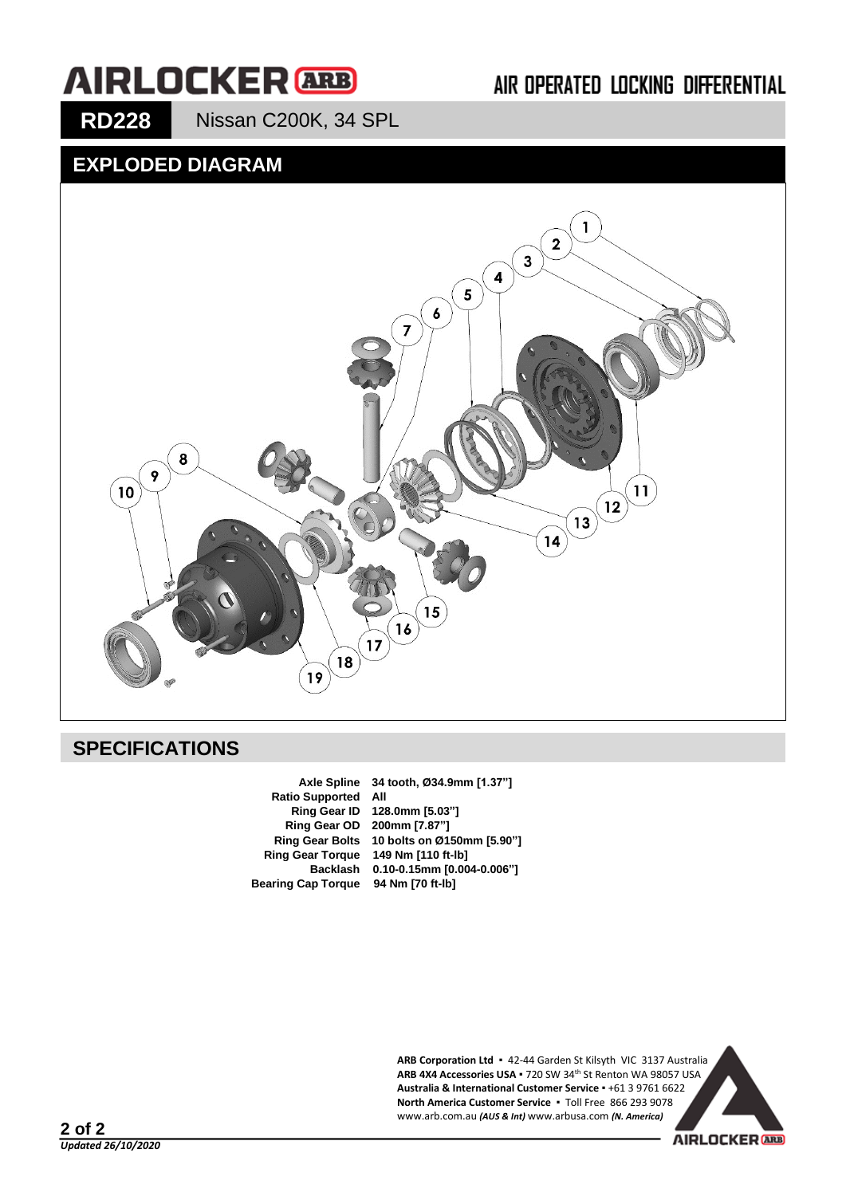# AIRLOCKER ARB

AIR OPERATED LOCKING DIFFERENTIAL

**RD228** Nissan C200K, 34 SPL

## EXPLODED DIAGRAM

1
2
3
4
5
6
7
8
9
10
11
12
13
14
15
16
17
18
19

## SPECIFICATIONS

| | |
|---|---|
| **Axle Spline** | **34 tooth, Ø34.9mm [1.37"]** |
| **Ratio Supported** | **All** |
| **Ring Gear ID** | **128.0mm [5.03"]** |
| **Ring Gear OD** | **200mm [7.87"]** |
| **Ring Gear Bolts** | **10 bolts on Ø150mm [5.90"]** |
| **Ring Gear Torque** | **149 Nm [110 ft-lb]** |
| **Backlash** | **0.10-0.15mm [0.004-0.006"]** |
| **Bearing Cap Torque** | **94 Nm [70 ft-lb]** |

**ARB Corporation Ltd** ▪ 42-44 Garden St Kilsyth VIC 3137 Australia
**ARB 4X4 Accessories USA** ▪ 720 SW 34th St Renton WA 98057 USA
**Australia & International Customer Service** ▪ +61 3 9761 6622
**North America Customer Service** ▪ Toll Free 866 293 9078
www.arb.com.au ***(AUS & Int)*** www.arbusa.com ***(N. America)***

AIRLOCKER ARB

***Updated 26/10/2020***